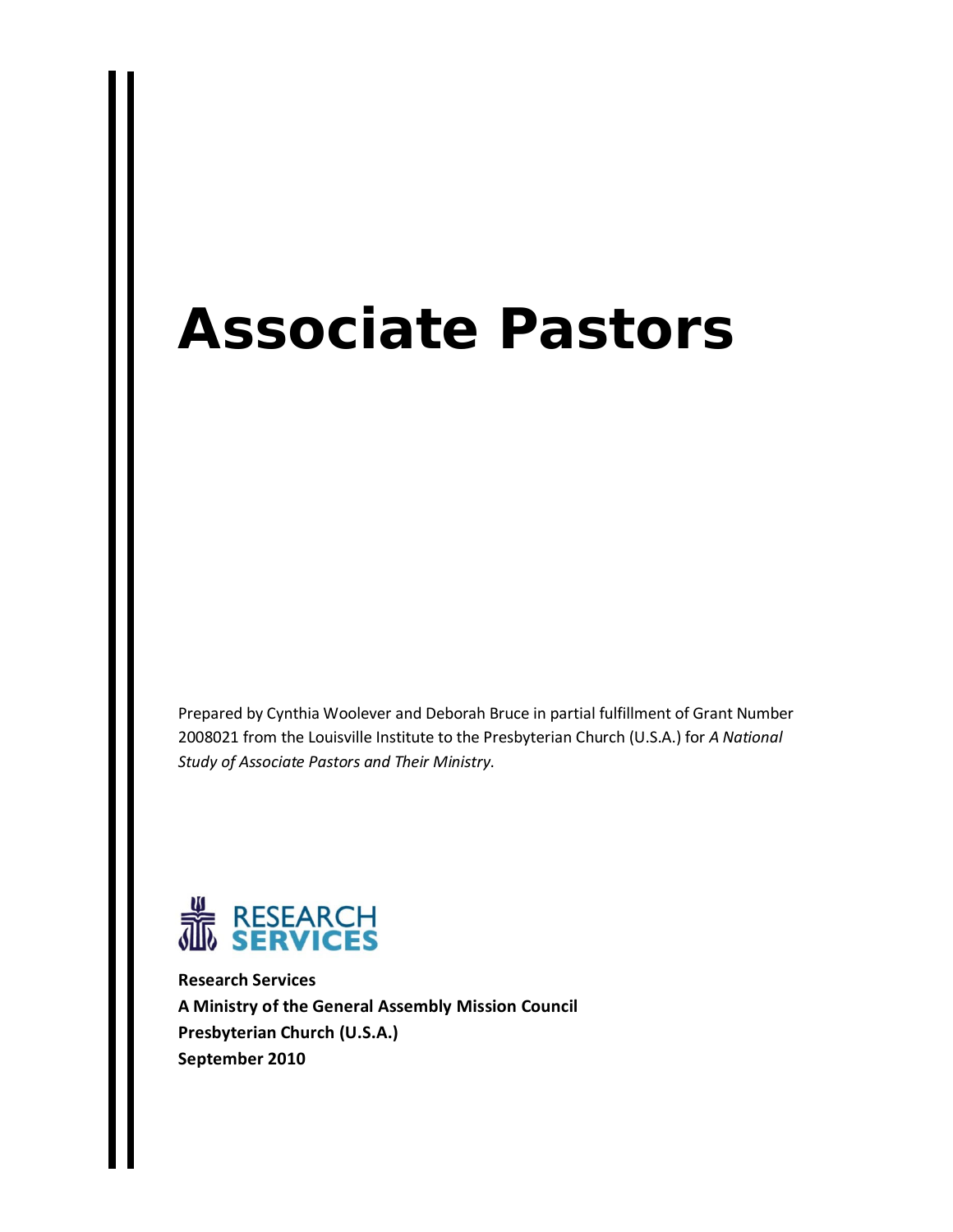# Associate Pastors

Prepared by Cynthia Woolever and Deborah Bruce in partial fulfillment of Grant Number 2008021 from the Louisville Institute to the Presbyterian Church (U.S.A.) for *A National Study of Associate Pastors and Their Ministry.*

RESEARCH SERVICES

**Research Services**
**A Ministry of the General Assembly Mission Council**
**Presbyterian Church (U.S.A.)**
**September 2010**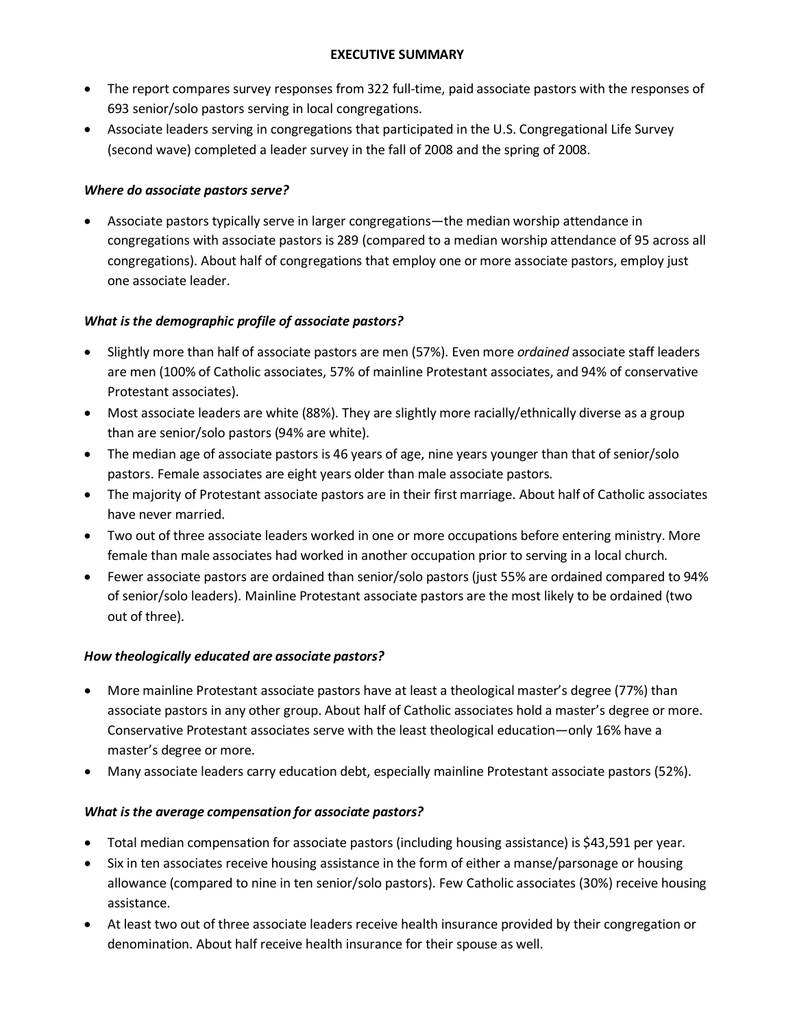## EXECUTIVE SUMMARY

- The report compares survey responses from 322 full-time, paid associate pastors with the responses of 693 senior/solo pastors serving in local congregations.
- Associate leaders serving in congregations that participated in the U.S. Congregational Life Survey (second wave) completed a leader survey in the fall of 2008 and the spring of 2008.

### *Where do associate pastors serve?*

- Associate pastors typically serve in larger congregations—the median worship attendance in congregations with associate pastors is 289 (compared to a median worship attendance of 95 across all congregations). About half of congregations that employ one or more associate pastors, employ just one associate leader.

### *What is the demographic profile of associate pastors?*

- Slightly more than half of associate pastors are men (57%). Even more *ordained* associate staff leaders are men (100% of Catholic associates, 57% of mainline Protestant associates, and 94% of conservative Protestant associates).
- Most associate leaders are white (88%). They are slightly more racially/ethnically diverse as a group than are senior/solo pastors (94% are white).
- The median age of associate pastors is 46 years of age, nine years younger than that of senior/solo pastors. Female associates are eight years older than male associate pastors.
- The majority of Protestant associate pastors are in their first marriage. About half of Catholic associates have never married.
- Two out of three associate leaders worked in one or more occupations before entering ministry. More female than male associates had worked in another occupation prior to serving in a local church.
- Fewer associate pastors are ordained than senior/solo pastors (just 55% are ordained compared to 94% of senior/solo leaders). Mainline Protestant associate pastors are the most likely to be ordained (two out of three).

### *How theologically educated are associate pastors?*

- More mainline Protestant associate pastors have at least a theological master's degree (77%) than associate pastors in any other group. About half of Catholic associates hold a master's degree or more. Conservative Protestant associates serve with the least theological education—only 16% have a master's degree or more.
- Many associate leaders carry education debt, especially mainline Protestant associate pastors (52%).

### *What is the average compensation for associate pastors?*

- Total median compensation for associate pastors (including housing assistance) is $43,591 per year.
- Six in ten associates receive housing assistance in the form of either a manse/parsonage or housing allowance (compared to nine in ten senior/solo pastors). Few Catholic associates (30%) receive housing assistance.
- At least two out of three associate leaders receive health insurance provided by their congregation or denomination. About half receive health insurance for their spouse as well.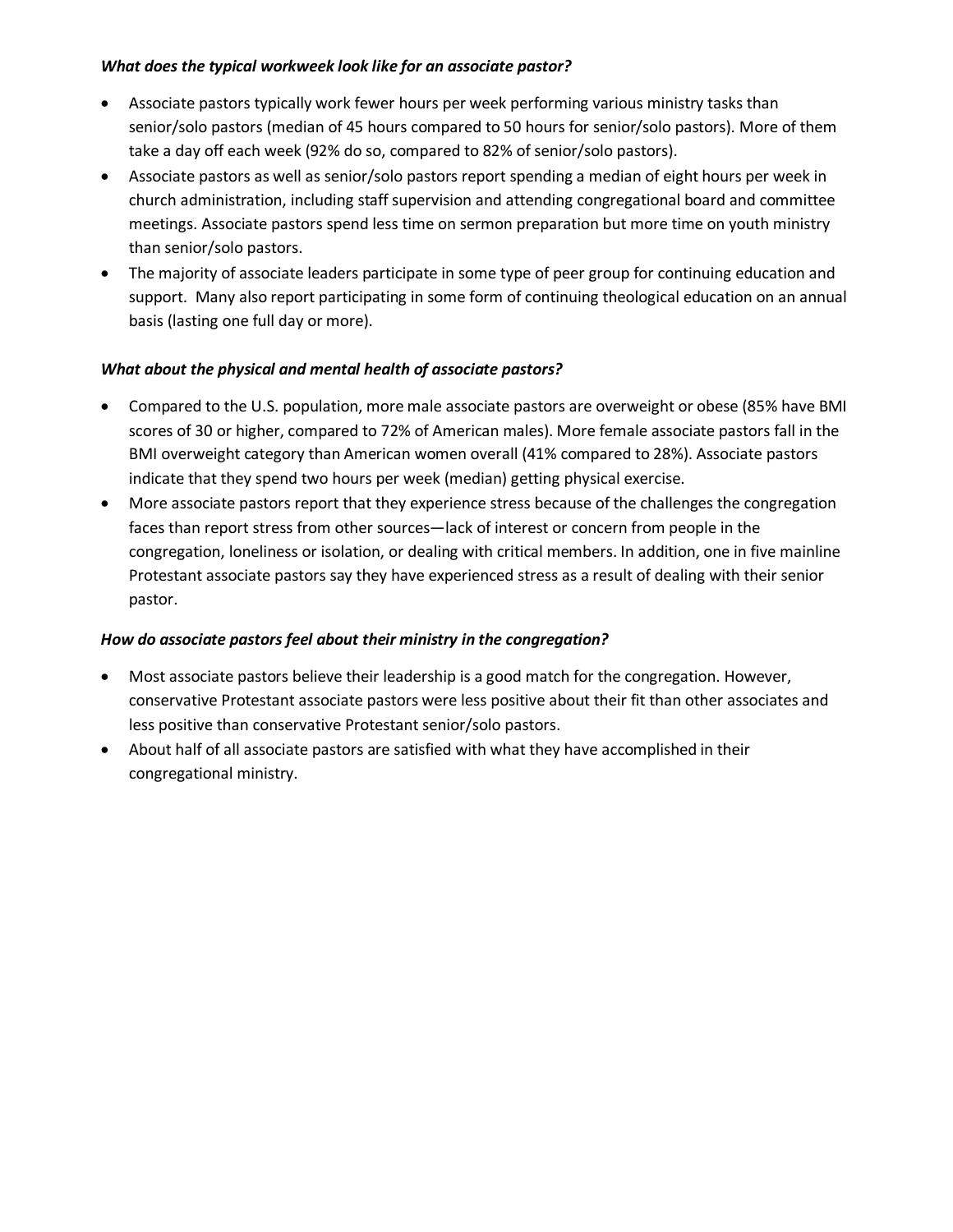***What does the typical workweek look like for an associate pastor?***

- Associate pastors typically work fewer hours per week performing various ministry tasks than senior/solo pastors (median of 45 hours compared to 50 hours for senior/solo pastors). More of them take a day off each week (92% do so, compared to 82% of senior/solo pastors).
- Associate pastors as well as senior/solo pastors report spending a median of eight hours per week in church administration, including staff supervision and attending congregational board and committee meetings. Associate pastors spend less time on sermon preparation but more time on youth ministry than senior/solo pastors.
- The majority of associate leaders participate in some type of peer group for continuing education and support. Many also report participating in some form of continuing theological education on an annual basis (lasting one full day or more).

***What about the physical and mental health of associate pastors?***

- Compared to the U.S. population, more male associate pastors are overweight or obese (85% have BMI scores of 30 or higher, compared to 72% of American males). More female associate pastors fall in the BMI overweight category than American women overall (41% compared to 28%). Associate pastors indicate that they spend two hours per week (median) getting physical exercise.
- More associate pastors report that they experience stress because of the challenges the congregation faces than report stress from other sources—lack of interest or concern from people in the congregation, loneliness or isolation, or dealing with critical members. In addition, one in five mainline Protestant associate pastors say they have experienced stress as a result of dealing with their senior pastor.

***How do associate pastors feel about their ministry in the congregation?***

- Most associate pastors believe their leadership is a good match for the congregation. However, conservative Protestant associate pastors were less positive about their fit than other associates and less positive than conservative Protestant senior/solo pastors.
- About half of all associate pastors are satisfied with what they have accomplished in their congregational ministry.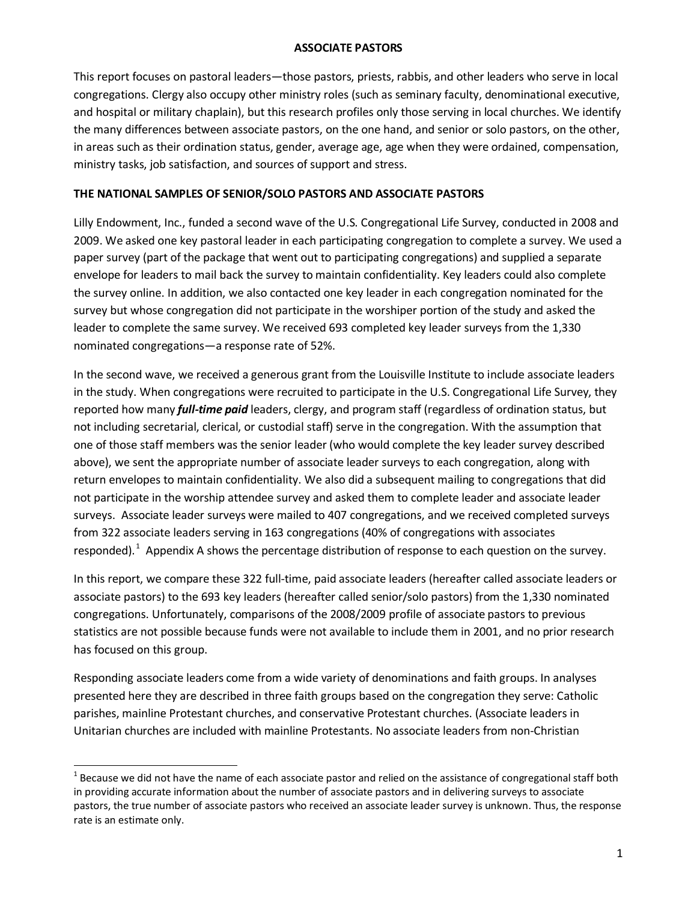# ASSOCIATE PASTORS

This report focuses on pastoral leaders—those pastors, priests, rabbis, and other leaders who serve in local congregations. Clergy also occupy other ministry roles (such as seminary faculty, denominational executive, and hospital or military chaplain), but this research profiles only those serving in local churches. We identify the many differences between associate pastors, on the one hand, and senior or solo pastors, on the other, in areas such as their ordination status, gender, average age, age when they were ordained, compensation, ministry tasks, job satisfaction, and sources of support and stress.

## THE NATIONAL SAMPLES OF SENIOR/SOLO PASTORS AND ASSOCIATE PASTORS

Lilly Endowment, Inc., funded a second wave of the U.S. Congregational Life Survey, conducted in 2008 and 2009. We asked one key pastoral leader in each participating congregation to complete a survey. We used a paper survey (part of the package that went out to participating congregations) and supplied a separate envelope for leaders to mail back the survey to maintain confidentiality. Key leaders could also complete the survey online. In addition, we also contacted one key leader in each congregation nominated for the survey but whose congregation did not participate in the worshiper portion of the study and asked the leader to complete the same survey. We received 693 completed key leader surveys from the 1,330 nominated congregations—a response rate of 52%.

In the second wave, we received a generous grant from the Louisville Institute to include associate leaders in the study. When congregations were recruited to participate in the U.S. Congregational Life Survey, they reported how many ***full-time paid*** leaders, clergy, and program staff (regardless of ordination status, but not including secretarial, clerical, or custodial staff) serve in the congregation. With the assumption that one of those staff members was the senior leader (who would complete the key leader survey described above), we sent the appropriate number of associate leader surveys to each congregation, along with return envelopes to maintain confidentiality. We also did a subsequent mailing to congregations that did not participate in the worship attendee survey and asked them to complete leader and associate leader surveys. Associate leader surveys were mailed to 407 congregations, and we received completed surveys from 322 associate leaders serving in 163 congregations (40% of congregations with associates responded).[1] Appendix A shows the percentage distribution of response to each question on the survey.

In this report, we compare these 322 full-time, paid associate leaders (hereafter called associate leaders or associate pastors) to the 693 key leaders (hereafter called senior/solo pastors) from the 1,330 nominated congregations. Unfortunately, comparisons of the 2008/2009 profile of associate pastors to previous statistics are not possible because funds were not available to include them in 2001, and no prior research has focused on this group.

Responding associate leaders come from a wide variety of denominations and faith groups. In analyses presented here they are described in three faith groups based on the congregation they serve: Catholic parishes, mainline Protestant churches, and conservative Protestant churches. (Associate leaders in Unitarian churches are included with mainline Protestants. No associate leaders from non-Christian

---

[1] Because we did not have the name of each associate pastor and relied on the assistance of congregational staff both in providing accurate information about the number of associate pastors and in delivering surveys to associate pastors, the true number of associate pastors who received an associate leader survey is unknown. Thus, the response rate is an estimate only.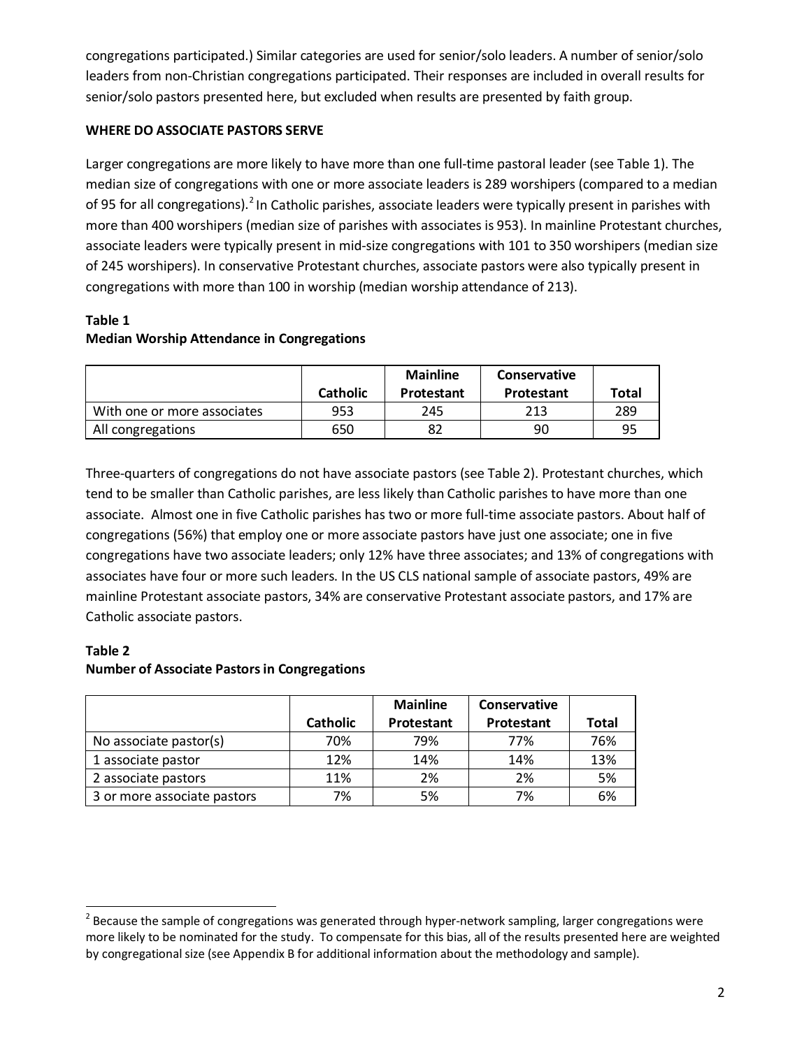congregations participated.) Similar categories are used for senior/solo leaders. A number of senior/solo leaders from non-Christian congregations participated. Their responses are included in overall results for senior/solo pastors presented here, but excluded when results are presented by faith group.

**WHERE DO ASSOCIATE PASTORS SERVE**

Larger congregations are more likely to have more than one full-time pastoral leader (see Table 1). The median size of congregations with one or more associate leaders is 289 worshipers (compared to a median of 95 for all congregations).[2] In Catholic parishes, associate leaders were typically present in parishes with more than 400 worshipers (median size of parishes with associates is 953). In mainline Protestant churches, associate leaders were typically present in mid-size congregations with 101 to 350 worshipers (median size of 245 worshipers). In conservative Protestant churches, associate pastors were also typically present in congregations with more than 100 in worship (median worship attendance of 213).

**Table 1**
**Median Worship Attendance in Congregations**

| | Catholic | Mainline Protestant | Conservative Protestant | Total |
|---|---|---|---|---|
| With one or more associates | 953 | 245 | 213 | 289 |
| All congregations | 650 | 82 | 90 | 95 |

Three-quarters of congregations do not have associate pastors (see Table 2). Protestant churches, which tend to be smaller than Catholic parishes, are less likely than Catholic parishes to have more than one associate. Almost one in five Catholic parishes has two or more full-time associate pastors. About half of congregations (56%) that employ one or more associate pastors have just one associate; one in five congregations have two associate leaders; only 12% have three associates; and 13% of congregations with associates have four or more such leaders. In the US CLS national sample of associate pastors, 49% are mainline Protestant associate pastors, 34% are conservative Protestant associate pastors, and 17% are Catholic associate pastors.

**Table 2**
**Number of Associate Pastors in Congregations**

| | Catholic | Mainline Protestant | Conservative Protestant | Total |
|---|---|---|---|---|
| No associate pastor(s) | 70% | 79% | 77% | 76% |
| 1 associate pastor | 12% | 14% | 14% | 13% |
| 2 associate pastors | 11% | 2% | 2% | 5% |
| 3 or more associate pastors | 7% | 5% | 7% | 6% |

[2] Because the sample of congregations was generated through hyper-network sampling, larger congregations were more likely to be nominated for the study. To compensate for this bias, all of the results presented here are weighted by congregational size (see Appendix B for additional information about the methodology and sample).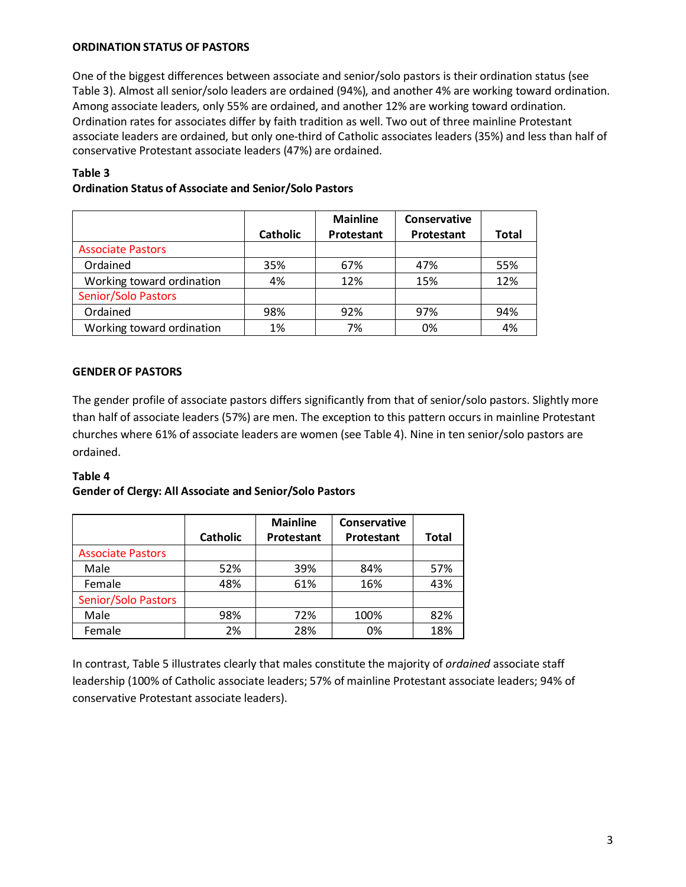**ORDINATION STATUS OF PASTORS**

One of the biggest differences between associate and senior/solo pastors is their ordination status (see Table 3). Almost all senior/solo leaders are ordained (94%), and another 4% are working toward ordination. Among associate leaders, only 55% are ordained, and another 12% are working toward ordination. Ordination rates for associates differ by faith tradition as well. Two out of three mainline Protestant associate leaders are ordained, but only one-third of Catholic associates leaders (35%) and less than half of conservative Protestant associate leaders (47%) are ordained.

**Table 3**
**Ordination Status of Associate and Senior/Solo Pastors**

| | Catholic | Mainline Protestant | Conservative Protestant | Total |
|---|---|---|---|---|
| Associate Pastors | | | | |
| Ordained | 35% | 67% | 47% | 55% |
| Working toward ordination | 4% | 12% | 15% | 12% |
| Senior/Solo Pastors | | | | |
| Ordained | 98% | 92% | 97% | 94% |
| Working toward ordination | 1% | 7% | 0% | 4% |

**GENDER OF PASTORS**

The gender profile of associate pastors differs significantly from that of senior/solo pastors. Slightly more than half of associate leaders (57%) are men. The exception to this pattern occurs in mainline Protestant churches where 61% of associate leaders are women (see Table 4). Nine in ten senior/solo pastors are ordained.

**Table 4**
**Gender of Clergy: All Associate and Senior/Solo Pastors**

| | Catholic | Mainline Protestant | Conservative Protestant | Total |
|---|---|---|---|---|
| Associate Pastors | | | | |
| Male | 52% | 39% | 84% | 57% |
| Female | 48% | 61% | 16% | 43% |
| Senior/Solo Pastors | | | | |
| Male | 98% | 72% | 100% | 82% |
| Female | 2% | 28% | 0% | 18% |

In contrast, Table 5 illustrates clearly that males constitute the majority of *ordained* associate staff leadership (100% of Catholic associate leaders; 57% of mainline Protestant associate leaders; 94% of conservative Protestant associate leaders).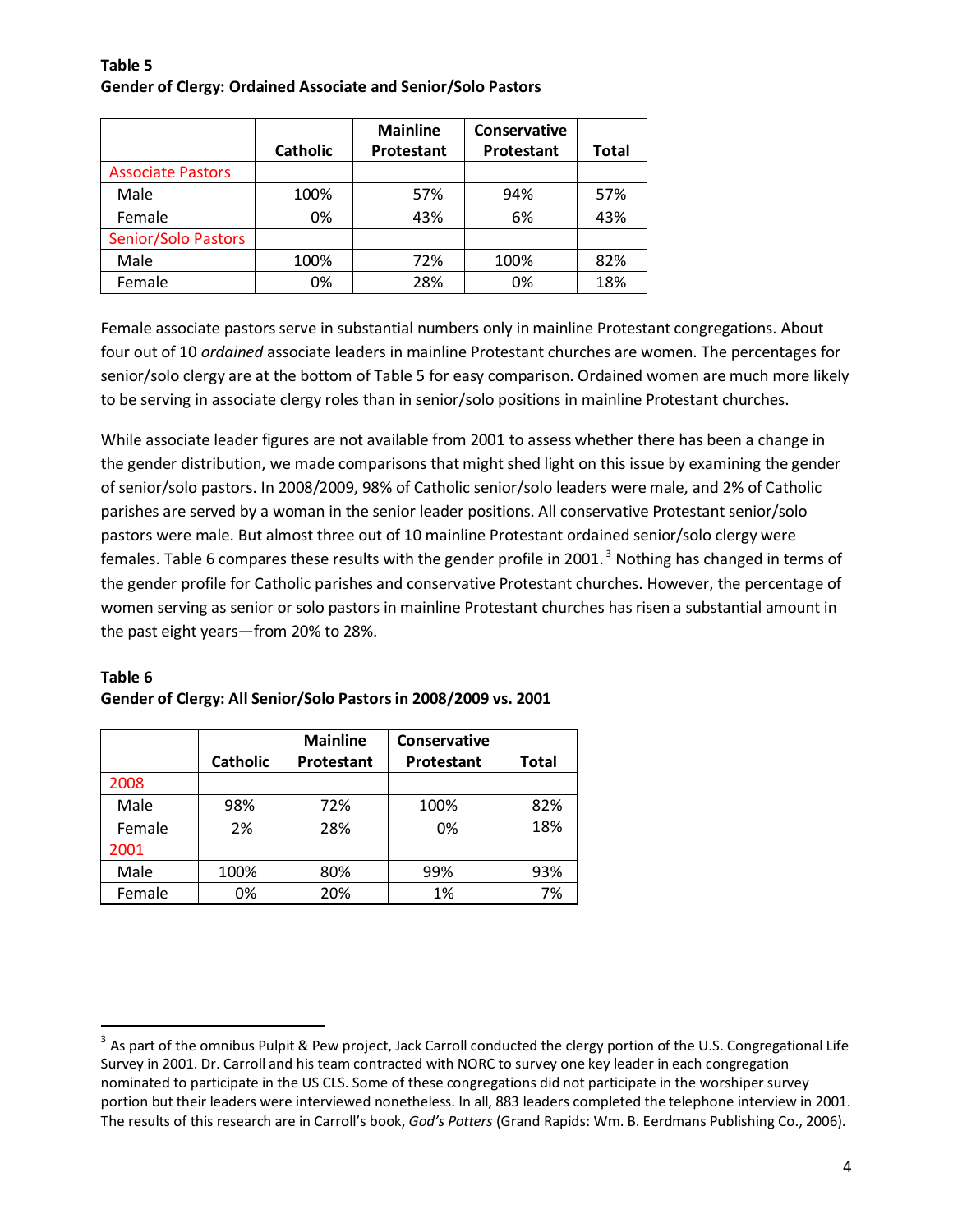**Table 5**
**Gender of Clergy: Ordained Associate and Senior/Solo Pastors**

| | Catholic | Mainline Protestant | Conservative Protestant | Total |
|---|---|---|---|---|
| Associate Pastors | | | | |
| Male | 100% | 57% | 94% | 57% |
| Female | 0% | 43% | 6% | 43% |
| Senior/Solo Pastors | | | | |
| Male | 100% | 72% | 100% | 82% |
| Female | 0% | 28% | 0% | 18% |

Female associate pastors serve in substantial numbers only in mainline Protestant congregations. About four out of 10 *ordained* associate leaders in mainline Protestant churches are women. The percentages for senior/solo clergy are at the bottom of Table 5 for easy comparison. Ordained women are much more likely to be serving in associate clergy roles than in senior/solo positions in mainline Protestant churches.

While associate leader figures are not available from 2001 to assess whether there has been a change in the gender distribution, we made comparisons that might shed light on this issue by examining the gender of senior/solo pastors. In 2008/2009, 98% of Catholic senior/solo leaders were male, and 2% of Catholic parishes are served by a woman in the senior leader positions. All conservative Protestant senior/solo pastors were male. But almost three out of 10 mainline Protestant ordained senior/solo clergy were females. Table 6 compares these results with the gender profile in 2001.[3] Nothing has changed in terms of the gender profile for Catholic parishes and conservative Protestant churches. However, the percentage of women serving as senior or solo pastors in mainline Protestant churches has risen a substantial amount in the past eight years—from 20% to 28%.

**Table 6**
**Gender of Clergy: All Senior/Solo Pastors in 2008/2009 vs. 2001**

| | Catholic | Mainline Protestant | Conservative Protestant | Total |
|---|---|---|---|---|
| 2008 | | | | |
| Male | 98% | 72% | 100% | 82% |
| Female | 2% | 28% | 0% | 18% |
| 2001 | | | | |
| Male | 100% | 80% | 99% | 93% |
| Female | 0% | 20% | 1% | 7% |

[3] As part of the omnibus Pulpit & Pew project, Jack Carroll conducted the clergy portion of the U.S. Congregational Life Survey in 2001. Dr. Carroll and his team contracted with NORC to survey one key leader in each congregation nominated to participate in the US CLS. Some of these congregations did not participate in the worshiper survey portion but their leaders were interviewed nonetheless. In all, 883 leaders completed the telephone interview in 2001. The results of this research are in Carroll's book, *God's Potters* (Grand Rapids: Wm. B. Eerdmans Publishing Co., 2006).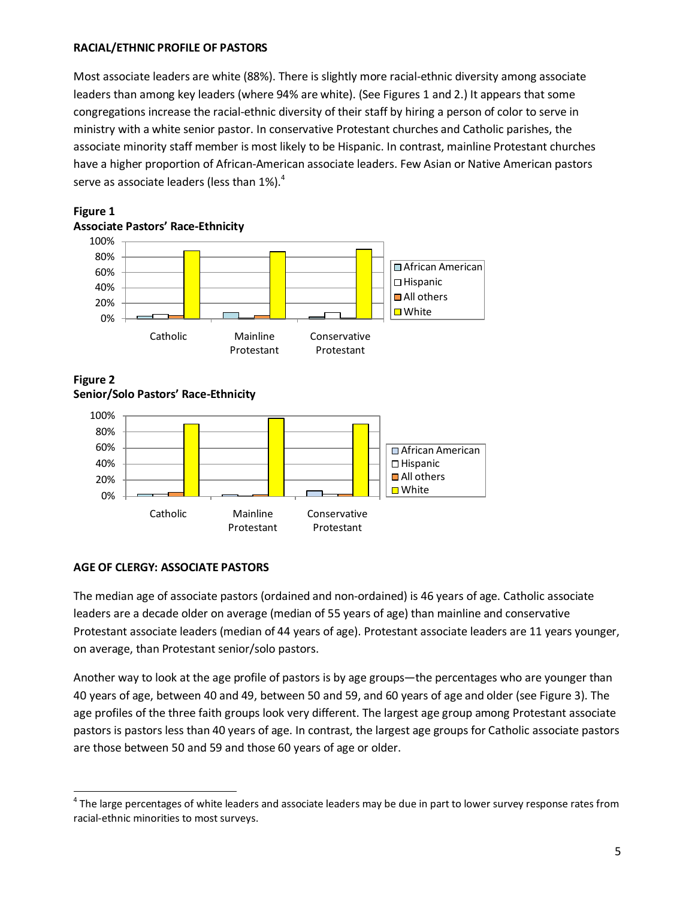**RACIAL/ETHNIC PROFILE OF PASTORS**

Most associate leaders are white (88%). There is slightly more racial-ethnic diversity among associate leaders than among key leaders (where 94% are white). (See Figures 1 and 2.) It appears that some congregations increase the racial-ethnic diversity of their staff by hiring a person of color to serve in ministry with a white senior pastor. In conservative Protestant churches and Catholic parishes, the associate minority staff member is most likely to be Hispanic. In contrast, mainline Protestant churches have a higher proportion of African-American associate leaders. Few Asian or Native American pastors serve as associate leaders (less than 1%).[4]

**Figure 1**
**Associate Pastors' Race-Ethnicity**

**Figure 2**
**Senior/Solo Pastors' Race-Ethnicity**

**AGE OF CLERGY: ASSOCIATE PASTORS**

The median age of associate pastors (ordained and non-ordained) is 46 years of age. Catholic associate leaders are a decade older on average (median of 55 years of age) than mainline and conservative Protestant associate leaders (median of 44 years of age). Protestant associate leaders are 11 years younger, on average, than Protestant senior/solo pastors.

Another way to look at the age profile of pastors is by age groups—the percentages who are younger than 40 years of age, between 40 and 49, between 50 and 59, and 60 years of age and older (see Figure 3). The age profiles of the three faith groups look very different. The largest age group among Protestant associate pastors is pastors less than 40 years of age. In contrast, the largest age groups for Catholic associate pastors are those between 50 and 59 and those 60 years of age or older.

---

[4] The large percentages of white leaders and associate leaders may be due in part to lower survey response rates from racial-ethnic minorities to most surveys.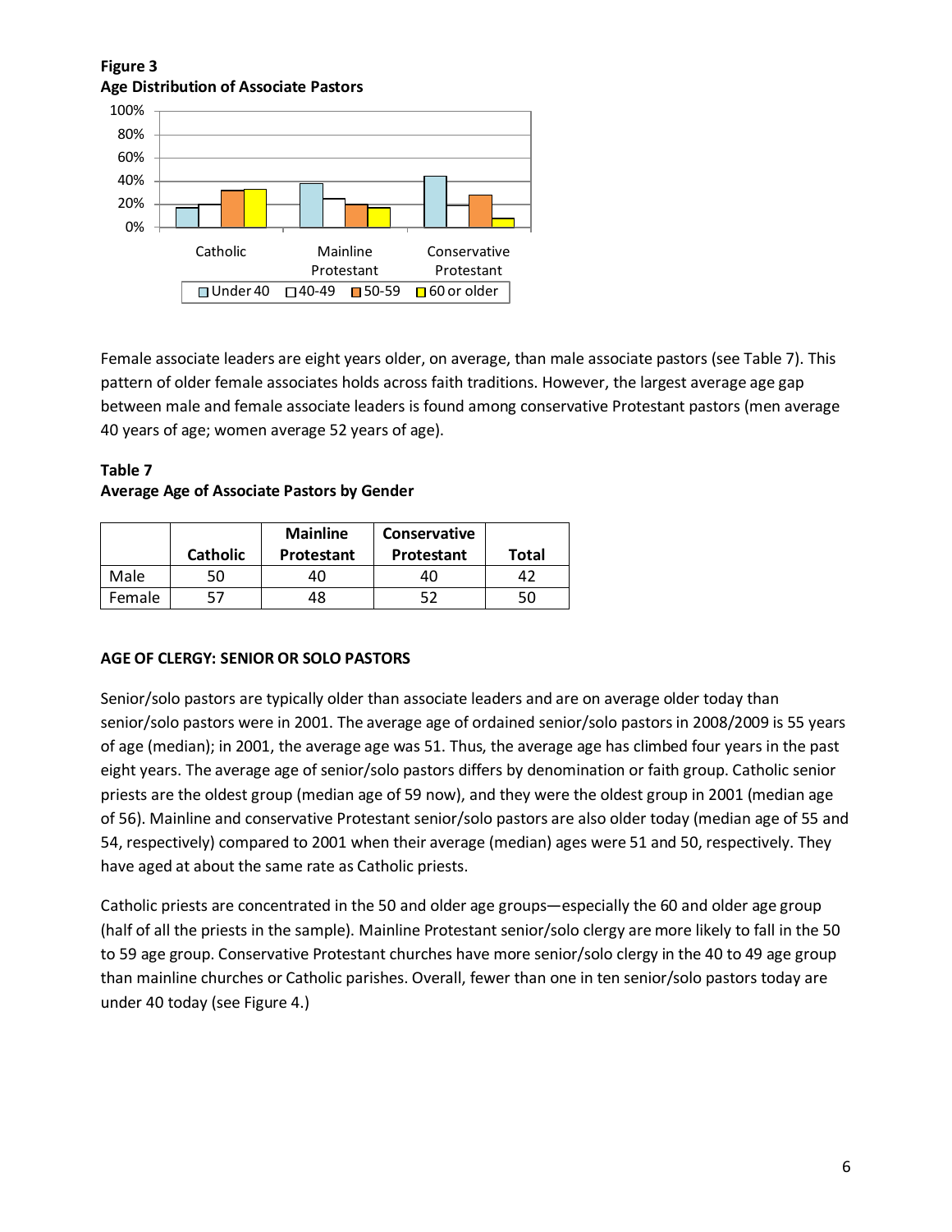**Figure 3**
**Age Distribution of Associate Pastors**

Female associate leaders are eight years older, on average, than male associate pastors (see Table 7). This pattern of older female associates holds across faith traditions. However, the largest average age gap between male and female associate leaders is found among conservative Protestant pastors (men average 40 years of age; women average 52 years of age).

**Table 7**
**Average Age of Associate Pastors by Gender**

| | Catholic | Mainline Protestant | Conservative Protestant | Total |
|---|---|---|---|---|
| Male | 50 | 40 | 40 | 42 |
| Female | 57 | 48 | 52 | 50 |

**AGE OF CLERGY: SENIOR OR SOLO PASTORS**

Senior/solo pastors are typically older than associate leaders and are on average older today than senior/solo pastors were in 2001. The average age of ordained senior/solo pastors in 2008/2009 is 55 years of age (median); in 2001, the average age was 51. Thus, the average age has climbed four years in the past eight years. The average age of senior/solo pastors differs by denomination or faith group. Catholic senior priests are the oldest group (median age of 59 now), and they were the oldest group in 2001 (median age of 56). Mainline and conservative Protestant senior/solo pastors are also older today (median age of 55 and 54, respectively) compared to 2001 when their average (median) ages were 51 and 50, respectively. They have aged at about the same rate as Catholic priests.

Catholic priests are concentrated in the 50 and older age groups—especially the 60 and older age group (half of all the priests in the sample). Mainline Protestant senior/solo clergy are more likely to fall in the 50 to 59 age group. Conservative Protestant churches have more senior/solo clergy in the 40 to 49 age group than mainline churches or Catholic parishes. Overall, fewer than one in ten senior/solo pastors today are under 40 today (see Figure 4.)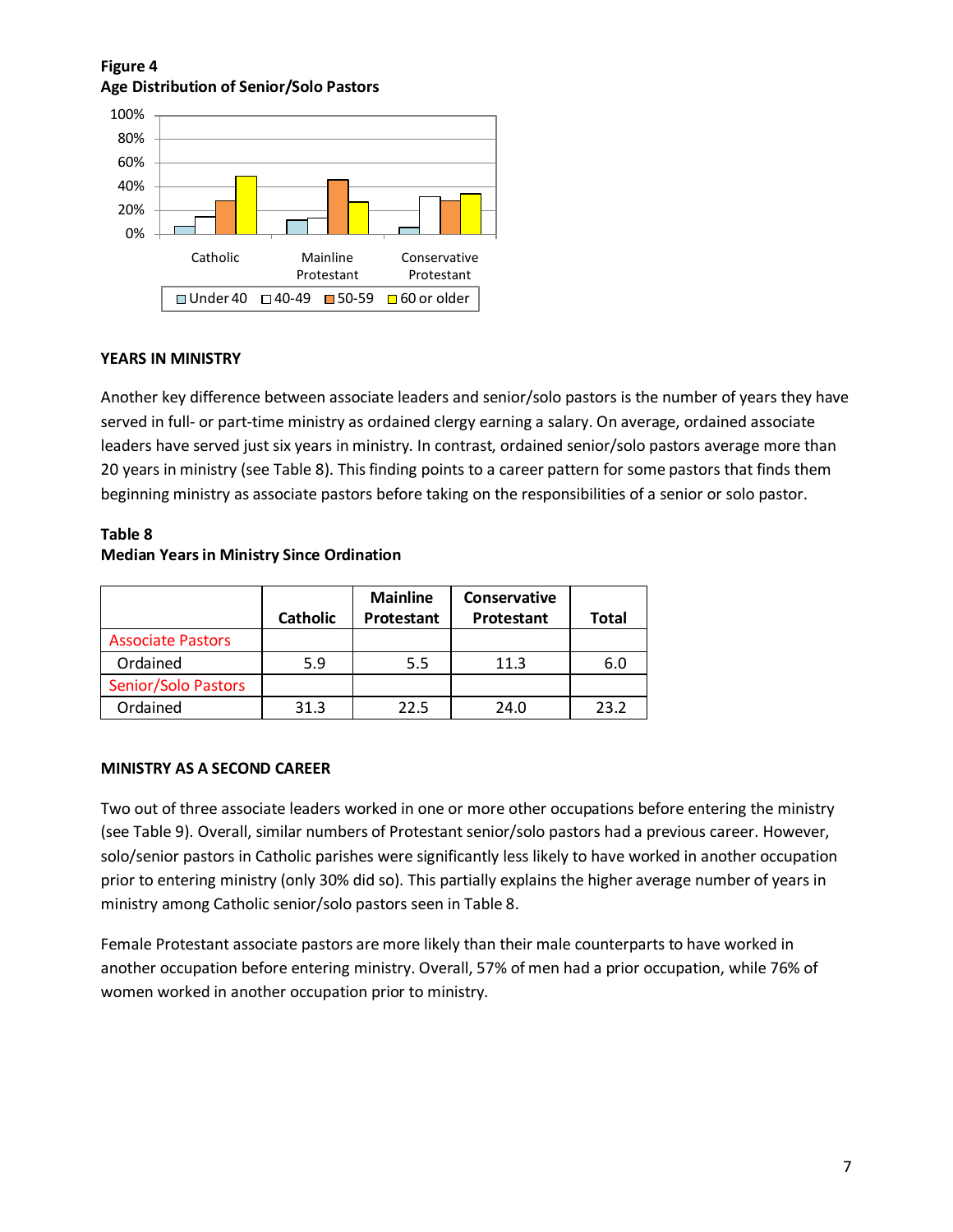**Figure 4**
**Age Distribution of Senior/Solo Pastors**

### YEARS IN MINISTRY

Another key difference between associate leaders and senior/solo pastors is the number of years they have served in full- or part-time ministry as ordained clergy earning a salary. On average, ordained associate leaders have served just six years in ministry. In contrast, ordained senior/solo pastors average more than 20 years in ministry (see Table 8). This finding points to a career pattern for some pastors that finds them beginning ministry as associate pastors before taking on the responsibilities of a senior or solo pastor.

**Table 8**
**Median Years in Ministry Since Ordination**

| | Catholic | Mainline Protestant | Conservative Protestant | Total |
|---|---|---|---|---|
| Associate Pastors | | | | |
| Ordained | 5.9 | 5.5 | 11.3 | 6.0 |
| Senior/Solo Pastors | | | | |
| Ordained | 31.3 | 22.5 | 24.0 | 23.2 |

### MINISTRY AS A SECOND CAREER

Two out of three associate leaders worked in one or more other occupations before entering the ministry (see Table 9). Overall, similar numbers of Protestant senior/solo pastors had a previous career. However, solo/senior pastors in Catholic parishes were significantly less likely to have worked in another occupation prior to entering ministry (only 30% did so). This partially explains the higher average number of years in ministry among Catholic senior/solo pastors seen in Table 8.

Female Protestant associate pastors are more likely than their male counterparts to have worked in another occupation before entering ministry. Overall, 57% of men had a prior occupation, while 76% of women worked in another occupation prior to ministry.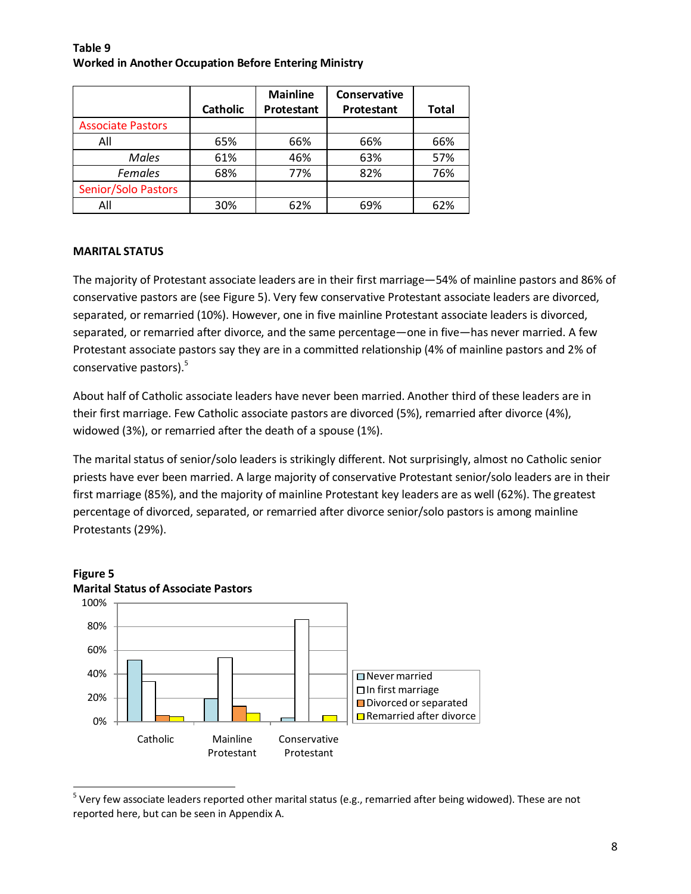**Table 9**
**Worked in Another Occupation Before Entering Ministry**

| | Catholic | Mainline Protestant | Conservative Protestant | Total |
|---|---|---|---|---|
| Associate Pastors | | | | |
| All | 65% | 66% | 66% | 66% |
| *Males* | 61% | 46% | 63% | 57% |
| *Females* | 68% | 77% | 82% | 76% |
| Senior/Solo Pastors | | | | |
| All | 30% | 62% | 69% | 62% |

**MARITAL STATUS**

The majority of Protestant associate leaders are in their first marriage—54% of mainline pastors and 86% of conservative pastors are (see Figure 5). Very few conservative Protestant associate leaders are divorced, separated, or remarried (10%). However, one in five mainline Protestant associate leaders is divorced, separated, or remarried after divorce, and the same percentage—one in five—has never married. A few Protestant associate pastors say they are in a committed relationship (4% of mainline pastors and 2% of conservative pastors).[5]

About half of Catholic associate leaders have never been married. Another third of these leaders are in their first marriage. Few Catholic associate pastors are divorced (5%), remarried after divorce (4%), widowed (3%), or remarried after the death of a spouse (1%).

The marital status of senior/solo leaders is strikingly different. Not surprisingly, almost no Catholic senior priests have ever been married. A large majority of conservative Protestant senior/solo leaders are in their first marriage (85%), and the majority of mainline Protestant key leaders are as well (62%). The greatest percentage of divorced, separated, or remarried after divorce senior/solo pastors is among mainline Protestants (29%).

**Figure 5**
**Marital Status of Associate Pastors**

[5] Very few associate leaders reported other marital status (e.g., remarried after being widowed). These are not reported here, but can be seen in Appendix A.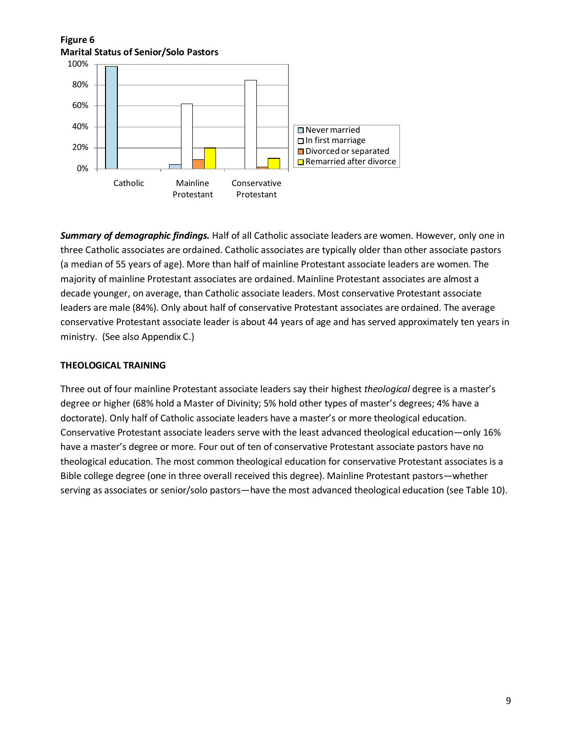**Figure 6**
**Marital Status of Senior/Solo Pastors**

*Summary of demographic findings.* Half of all Catholic associate leaders are women. However, only one in three Catholic associates are ordained. Catholic associates are typically older than other associate pastors (a median of 55 years of age). More than half of mainline Protestant associate leaders are women. The majority of mainline Protestant associates are ordained. Mainline Protestant associates are almost a decade younger, on average, than Catholic associate leaders. Most conservative Protestant associate leaders are male (84%). Only about half of conservative Protestant associates are ordained. The average conservative Protestant associate leader is about 44 years of age and has served approximately ten years in ministry. (See also Appendix C.)

## THEOLOGICAL TRAINING

Three out of four mainline Protestant associate leaders say their highest *theological* degree is a master's degree or higher (68% hold a Master of Divinity; 5% hold other types of master's degrees; 4% have a doctorate). Only half of Catholic associate leaders have a master's or more theological education. Conservative Protestant associate leaders serve with the least advanced theological education—only 16% have a master's degree or more. Four out of ten of conservative Protestant associate pastors have no theological education. The most common theological education for conservative Protestant associates is a Bible college degree (one in three overall received this degree). Mainline Protestant pastors—whether serving as associates or senior/solo pastors—have the most advanced theological education (see Table 10).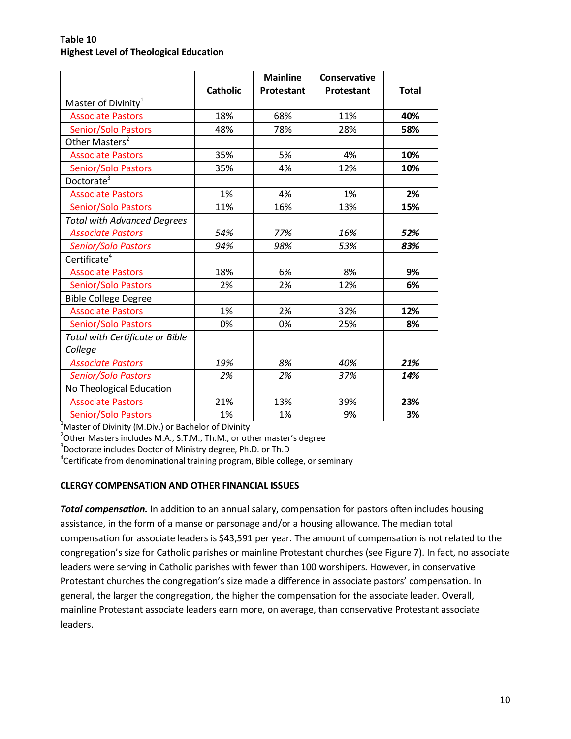**Table 10**
**Highest Level of Theological Education**

| | Catholic | Mainline Protestant | Conservative Protestant | Total |
|---|---|---|---|---|
| Master of Divinity[1] | | | | |
| Associate Pastors | 18% | 68% | 11% | **40%** |
| Senior/Solo Pastors | 48% | 78% | 28% | **58%** |
| Other Masters[2] | | | | |
| Associate Pastors | 35% | 5% | 4% | **10%** |
| Senior/Solo Pastors | 35% | 4% | 12% | **10%** |
| Doctorate[3] | | | | |
| Associate Pastors | 1% | 4% | 1% | **2%** |
| Senior/Solo Pastors | 11% | 16% | 13% | **15%** |
| *Total with Advanced Degrees* | | | | |
| *Associate Pastors* | *54%* | *77%* | *16%* | ***52%*** |
| *Senior/Solo Pastors* | *94%* | *98%* | *53%* | ***83%*** |
| Certificate[4] | | | | |
| Associate Pastors | 18% | 6% | 8% | **9%** |
| Senior/Solo Pastors | 2% | 2% | 12% | **6%** |
| Bible College Degree | | | | |
| Associate Pastors | 1% | 2% | 32% | **12%** |
| Senior/Solo Pastors | 0% | 0% | 25% | **8%** |
| *Total with Certificate or Bible College* | | | | |
| *Associate Pastors* | *19%* | *8%* | *40%* | ***21%*** |
| *Senior/Solo Pastors* | *2%* | *2%* | *37%* | ***14%*** |
| No Theological Education | | | | |
| Associate Pastors | 21% | 13% | 39% | **23%** |
| Senior/Solo Pastors | 1% | 1% | 9% | **3%** |

[1]Master of Divinity (M.Div.) or Bachelor of Divinity
[2]Other Masters includes M.A., S.T.M., Th.M., or other master's degree
[3]Doctorate includes Doctor of Ministry degree, Ph.D. or Th.D
[4]Certificate from denominational training program, Bible college, or seminary

**CLERGY COMPENSATION AND OTHER FINANCIAL ISSUES**

***Total compensation.*** In addition to an annual salary, compensation for pastors often includes housing assistance, in the form of a manse or parsonage and/or a housing allowance. The median total compensation for associate leaders is $43,591 per year. The amount of compensation is not related to the congregation's size for Catholic parishes or mainline Protestant churches (see Figure 7). In fact, no associate leaders were serving in Catholic parishes with fewer than 100 worshipers. However, in conservative Protestant churches the congregation's size made a difference in associate pastors' compensation. In general, the larger the congregation, the higher the compensation for the associate leader. Overall, mainline Protestant associate leaders earn more, on average, than conservative Protestant associate leaders.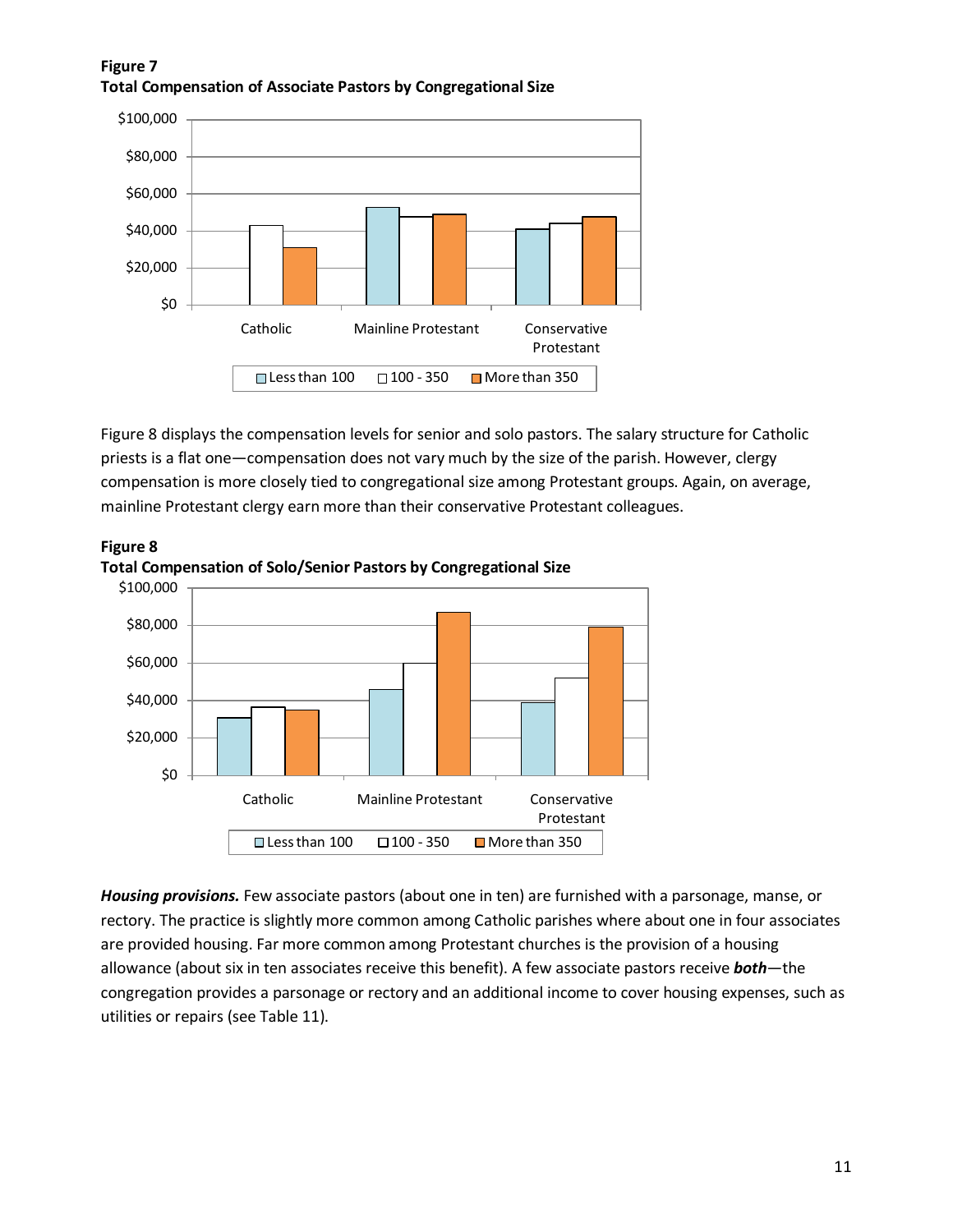**Figure 7**
**Total Compensation of Associate Pastors by Congregational Size**

Figure 8 displays the compensation levels for senior and solo pastors. The salary structure for Catholic priests is a flat one—compensation does not vary much by the size of the parish. However, clergy compensation is more closely tied to congregational size among Protestant groups. Again, on average, mainline Protestant clergy earn more than their conservative Protestant colleagues.

**Figure 8**
**Total Compensation of Solo/Senior Pastors by Congregational Size**

***Housing provisions.*** Few associate pastors (about one in ten) are furnished with a parsonage, manse, or rectory. The practice is slightly more common among Catholic parishes where about one in four associates are provided housing. Far more common among Protestant churches is the provision of a housing allowance (about six in ten associates receive this benefit). A few associate pastors receive ***both***—the congregation provides a parsonage or rectory and an additional income to cover housing expenses, such as utilities or repairs (see Table 11).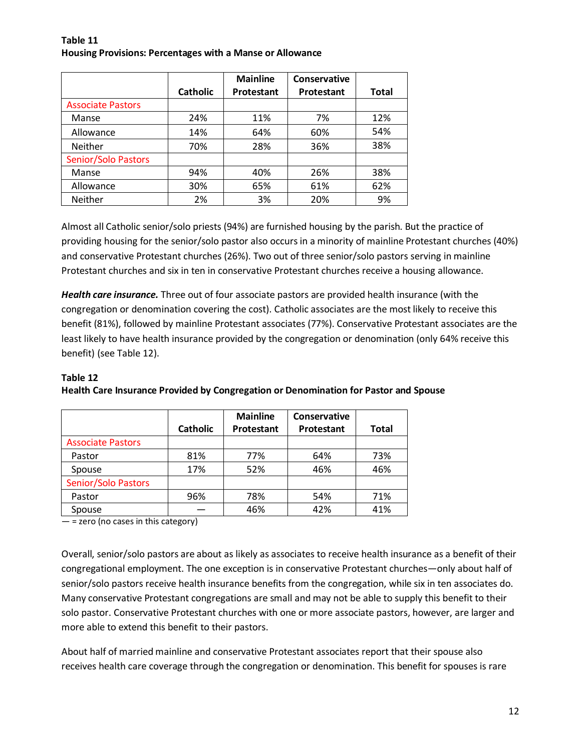**Table 11**
**Housing Provisions: Percentages with a Manse or Allowance**

| | Catholic | Mainline Protestant | Conservative Protestant | Total |
|---|---|---|---|---|
| Associate Pastors | | | | |
| Manse | 24% | 11% | 7% | 12% |
| Allowance | 14% | 64% | 60% | 54% |
| Neither | 70% | 28% | 36% | 38% |
| Senior/Solo Pastors | | | | |
| Manse | 94% | 40% | 26% | 38% |
| Allowance | 30% | 65% | 61% | 62% |
| Neither | 2% | 3% | 20% | 9% |

Almost all Catholic senior/solo priests (94%) are furnished housing by the parish. But the practice of providing housing for the senior/solo pastor also occurs in a minority of mainline Protestant churches (40%) and conservative Protestant churches (26%). Two out of three senior/solo pastors serving in mainline Protestant churches and six in ten in conservative Protestant churches receive a housing allowance.

***Health care insurance.*** Three out of four associate pastors are provided health insurance (with the congregation or denomination covering the cost). Catholic associates are the most likely to receive this benefit (81%), followed by mainline Protestant associates (77%). Conservative Protestant associates are the least likely to have health insurance provided by the congregation or denomination (only 64% receive this benefit) (see Table 12).

**Table 12**
**Health Care Insurance Provided by Congregation or Denomination for Pastor and Spouse**

| | Catholic | Mainline Protestant | Conservative Protestant | Total |
|---|---|---|---|---|
| Associate Pastors | | | | |
| Pastor | 81% | 77% | 64% | 73% |
| Spouse | 17% | 52% | 46% | 46% |
| Senior/Solo Pastors | | | | |
| Pastor | 96% | 78% | 54% | 71% |
| Spouse | — | 46% | 42% | 41% |

— = zero (no cases in this category)

Overall, senior/solo pastors are about as likely as associates to receive health insurance as a benefit of their congregational employment. The one exception is in conservative Protestant churches—only about half of senior/solo pastors receive health insurance benefits from the congregation, while six in ten associates do. Many conservative Protestant congregations are small and may not be able to supply this benefit to their solo pastor. Conservative Protestant churches with one or more associate pastors, however, are larger and more able to extend this benefit to their pastors.

About half of married mainline and conservative Protestant associates report that their spouse also receives health care coverage through the congregation or denomination. This benefit for spouses is rare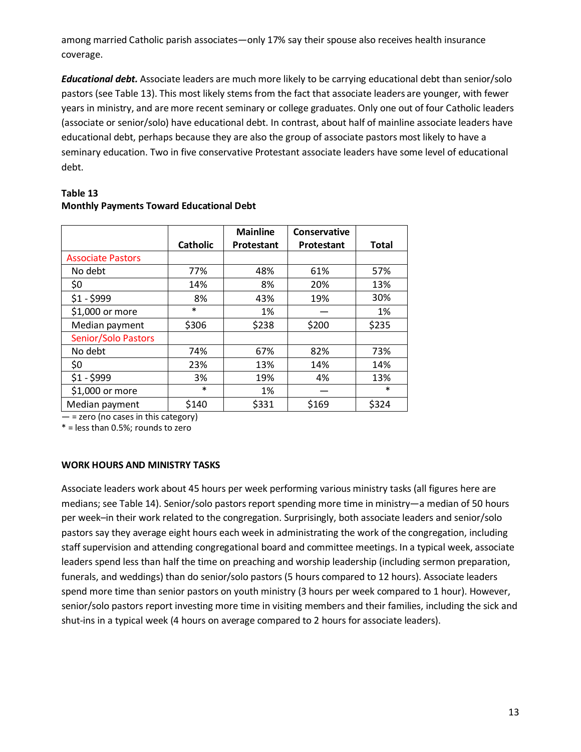among married Catholic parish associates—only 17% say their spouse also receives health insurance coverage.

***Educational debt.*** Associate leaders are much more likely to be carrying educational debt than senior/solo pastors (see Table 13). This most likely stems from the fact that associate leaders are younger, with fewer years in ministry, and are more recent seminary or college graduates. Only one out of four Catholic leaders (associate or senior/solo) have educational debt. In contrast, about half of mainline associate leaders have educational debt, perhaps because they are also the group of associate pastors most likely to have a seminary education. Two in five conservative Protestant associate leaders have some level of educational debt.

**Table 13**
**Monthly Payments Toward Educational Debt**

| | Catholic | Mainline Protestant | Conservative Protestant | Total |
|---|---|---|---|---|
| Associate Pastors | | | | |
| No debt | 77% | 48% | 61% | 57% |
| $0 | 14% | 8% | 20% | 13% |
| $1 - $999 | 8% | 43% | 19% | 30% |
| $1,000 or more | * | 1% | — | 1% |
| Median payment | $306 | $238 | $200 | $235 |
| Senior/Solo Pastors | | | | |
| No debt | 74% | 67% | 82% | 73% |
| $0 | 23% | 13% | 14% | 14% |
| $1 - $999 | 3% | 19% | 4% | 13% |
| $1,000 or more | * | 1% | — | * |
| Median payment | $140 | $331 | $169 | $324 |

— = zero (no cases in this category)
* = less than 0.5%; rounds to zero

**WORK HOURS AND MINISTRY TASKS**

Associate leaders work about 45 hours per week performing various ministry tasks (all figures here are medians; see Table 14). Senior/solo pastors report spending more time in ministry—a median of 50 hours per week–in their work related to the congregation. Surprisingly, both associate leaders and senior/solo pastors say they average eight hours each week in administrating the work of the congregation, including staff supervision and attending congregational board and committee meetings. In a typical week, associate leaders spend less than half the time on preaching and worship leadership (including sermon preparation, funerals, and weddings) than do senior/solo pastors (5 hours compared to 12 hours). Associate leaders spend more time than senior pastors on youth ministry (3 hours per week compared to 1 hour). However, senior/solo pastors report investing more time in visiting members and their families, including the sick and shut-ins in a typical week (4 hours on average compared to 2 hours for associate leaders).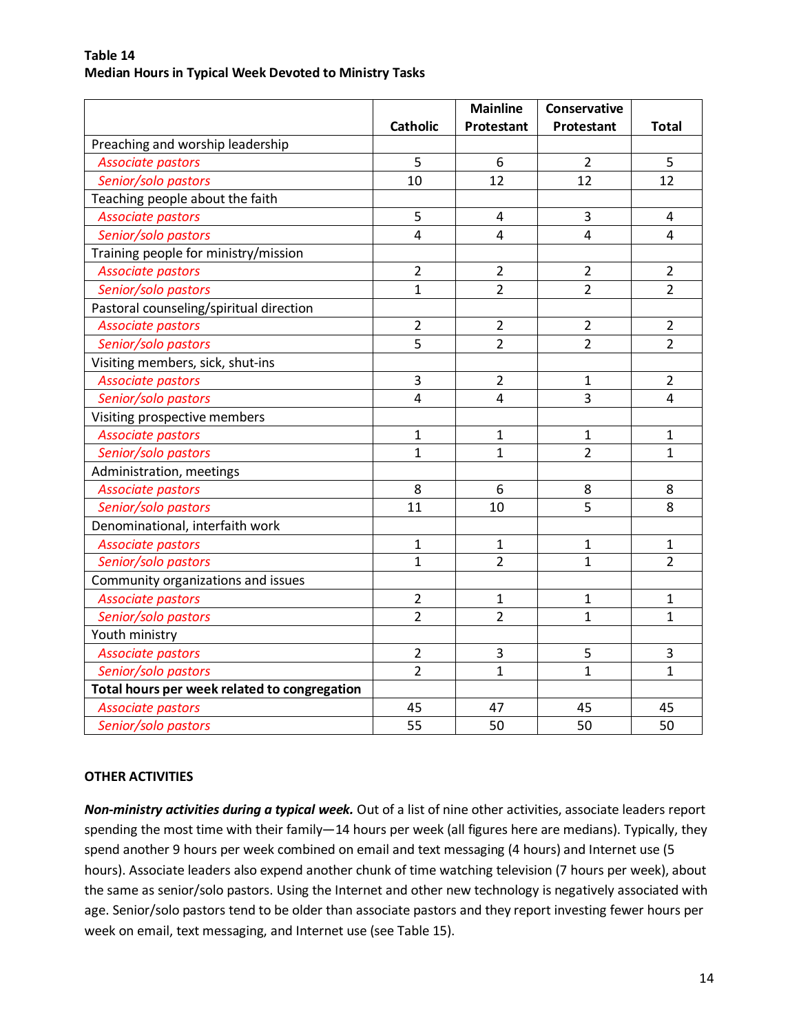**Table 14**
**Median Hours in Typical Week Devoted to Ministry Tasks**

| | Catholic | Mainline Protestant | Conservative Protestant | Total |
|---|---|---|---|---|
| Preaching and worship leadership | | | | |
| *Associate pastors* | 5 | 6 | 2 | 5 |
| *Senior/solo pastors* | 10 | 12 | 12 | 12 |
| Teaching people about the faith | | | | |
| *Associate pastors* | 5 | 4 | 3 | 4 |
| *Senior/solo pastors* | 4 | 4 | 4 | 4 |
| Training people for ministry/mission | | | | |
| *Associate pastors* | 2 | 2 | 2 | 2 |
| *Senior/solo pastors* | 1 | 2 | 2 | 2 |
| Pastoral counseling/spiritual direction | | | | |
| *Associate pastors* | 2 | 2 | 2 | 2 |
| *Senior/solo pastors* | 5 | 2 | 2 | 2 |
| Visiting members, sick, shut-ins | | | | |
| *Associate pastors* | 3 | 2 | 1 | 2 |
| *Senior/solo pastors* | 4 | 4 | 3 | 4 |
| Visiting prospective members | | | | |
| *Associate pastors* | 1 | 1 | 1 | 1 |
| *Senior/solo pastors* | 1 | 1 | 2 | 1 |
| Administration, meetings | | | | |
| *Associate pastors* | 8 | 6 | 8 | 8 |
| *Senior/solo pastors* | 11 | 10 | 5 | 8 |
| Denominational, interfaith work | | | | |
| *Associate pastors* | 1 | 1 | 1 | 1 |
| *Senior/solo pastors* | 1 | 2 | 1 | 2 |
| Community organizations and issues | | | | |
| *Associate pastors* | 2 | 1 | 1 | 1 |
| *Senior/solo pastors* | 2 | 2 | 1 | 1 |
| Youth ministry | | | | |
| *Associate pastors* | 2 | 3 | 5 | 3 |
| *Senior/solo pastors* | 2 | 1 | 1 | 1 |
| **Total hours per week related to congregation** | | | | |
| *Associate pastors* | 45 | 47 | 45 | 45 |
| *Senior/solo pastors* | 55 | 50 | 50 | 50 |

**OTHER ACTIVITIES**

***Non-ministry activities during a typical week.*** Out of a list of nine other activities, associate leaders report spending the most time with their family—14 hours per week (all figures here are medians). Typically, they spend another 9 hours per week combined on email and text messaging (4 hours) and Internet use (5 hours). Associate leaders also expend another chunk of time watching television (7 hours per week), about the same as senior/solo pastors. Using the Internet and other new technology is negatively associated with age. Senior/solo pastors tend to be older than associate pastors and they report investing fewer hours per week on email, text messaging, and Internet use (see Table 15).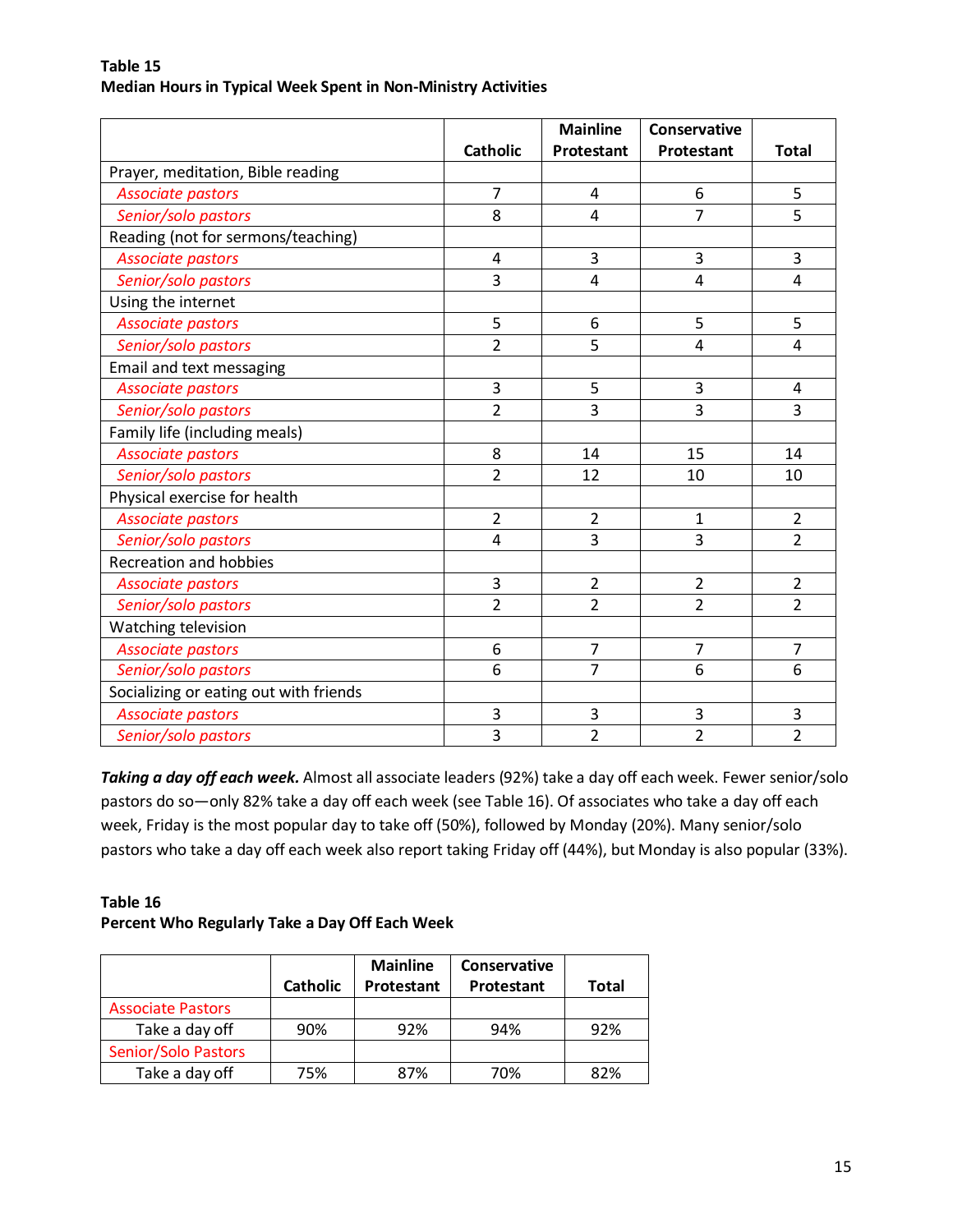**Table 15**
**Median Hours in Typical Week Spent in Non-Ministry Activities**

| | Catholic | Mainline Protestant | Conservative Protestant | Total |
|---|---|---|---|---|
| Prayer, meditation, Bible reading | | | | |
| *Associate pastors* | 7 | 4 | 6 | 5 |
| *Senior/solo pastors* | 8 | 4 | 7 | 5 |
| Reading (not for sermons/teaching) | | | | |
| *Associate pastors* | 4 | 3 | 3 | 3 |
| *Senior/solo pastors* | 3 | 4 | 4 | 4 |
| Using the internet | | | | |
| *Associate pastors* | 5 | 6 | 5 | 5 |
| *Senior/solo pastors* | 2 | 5 | 4 | 4 |
| Email and text messaging | | | | |
| *Associate pastors* | 3 | 5 | 3 | 4 |
| *Senior/solo pastors* | 2 | 3 | 3 | 3 |
| Family life (including meals) | | | | |
| *Associate pastors* | 8 | 14 | 15 | 14 |
| *Senior/solo pastors* | 2 | 12 | 10 | 10 |
| Physical exercise for health | | | | |
| *Associate pastors* | 2 | 2 | 1 | 2 |
| *Senior/solo pastors* | 4 | 3 | 3 | 2 |
| Recreation and hobbies | | | | |
| *Associate pastors* | 3 | 2 | 2 | 2 |
| *Senior/solo pastors* | 2 | 2 | 2 | 2 |
| Watching television | | | | |
| *Associate pastors* | 6 | 7 | 7 | 7 |
| *Senior/solo pastors* | 6 | 7 | 6 | 6 |
| Socializing or eating out with friends | | | | |
| *Associate pastors* | 3 | 3 | 3 | 3 |
| *Senior/solo pastors* | 3 | 2 | 2 | 2 |

***Taking a day off each week.*** Almost all associate leaders (92%) take a day off each week. Fewer senior/solo pastors do so—only 82% take a day off each week (see Table 16). Of associates who take a day off each week, Friday is the most popular day to take off (50%), followed by Monday (20%). Many senior/solo pastors who take a day off each week also report taking Friday off (44%), but Monday is also popular (33%).

**Table 16**
**Percent Who Regularly Take a Day Off Each Week**

| | Catholic | Mainline Protestant | Conservative Protestant | Total |
|---|---|---|---|---|
| Associate Pastors | | | | |
| Take a day off | 90% | 92% | 94% | 92% |
| Senior/Solo Pastors | | | | |
| Take a day off | 75% | 87% | 70% | 82% |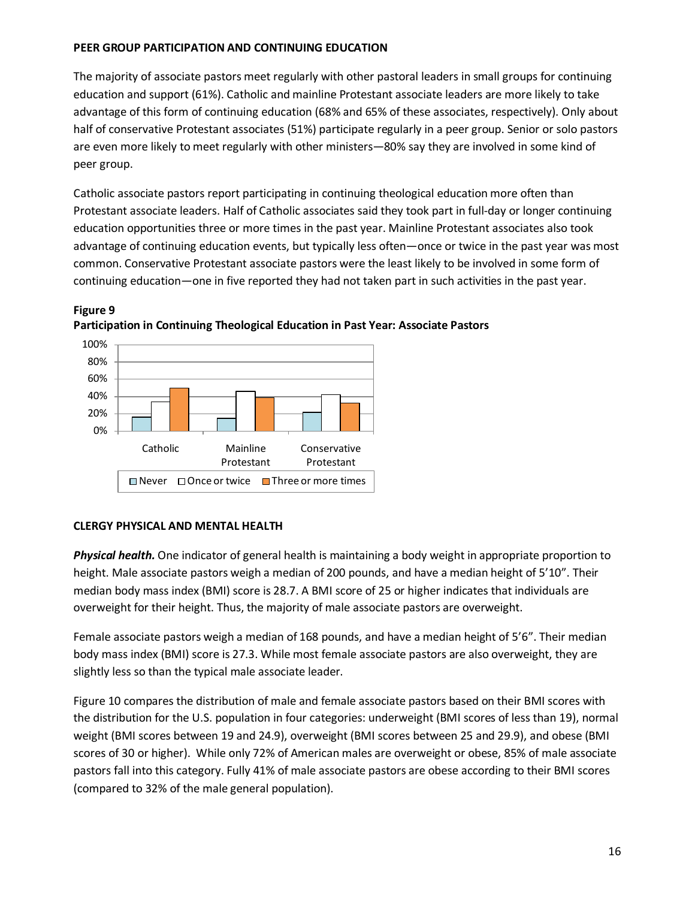## PEER GROUP PARTICIPATION AND CONTINUING EDUCATION

The majority of associate pastors meet regularly with other pastoral leaders in small groups for continuing education and support (61%). Catholic and mainline Protestant associate leaders are more likely to take advantage of this form of continuing education (68% and 65% of these associates, respectively). Only about half of conservative Protestant associates (51%) participate regularly in a peer group. Senior or solo pastors are even more likely to meet regularly with other ministers—80% say they are involved in some kind of peer group.

Catholic associate pastors report participating in continuing theological education more often than Protestant associate leaders. Half of Catholic associates said they took part in full-day or longer continuing education opportunities three or more times in the past year. Mainline Protestant associates also took advantage of continuing education events, but typically less often—once or twice in the past year was most common. Conservative Protestant associate pastors were the least likely to be involved in some form of continuing education—one in five reported they had not taken part in such activities in the past year.

**Figure 9**
**Participation in Continuing Theological Education in Past Year: Associate Pastors**

## CLERGY PHYSICAL AND MENTAL HEALTH

***Physical health.*** One indicator of general health is maintaining a body weight in appropriate proportion to height. Male associate pastors weigh a median of 200 pounds, and have a median height of 5'10". Their median body mass index (BMI) score is 28.7. A BMI score of 25 or higher indicates that individuals are overweight for their height. Thus, the majority of male associate pastors are overweight.

Female associate pastors weigh a median of 168 pounds, and have a median height of 5'6". Their median body mass index (BMI) score is 27.3. While most female associate pastors are also overweight, they are slightly less so than the typical male associate leader.

Figure 10 compares the distribution of male and female associate pastors based on their BMI scores with the distribution for the U.S. population in four categories: underweight (BMI scores of less than 19), normal weight (BMI scores between 19 and 24.9), overweight (BMI scores between 25 and 29.9), and obese (BMI scores of 30 or higher). While only 72% of American males are overweight or obese, 85% of male associate pastors fall into this category. Fully 41% of male associate pastors are obese according to their BMI scores (compared to 32% of the male general population).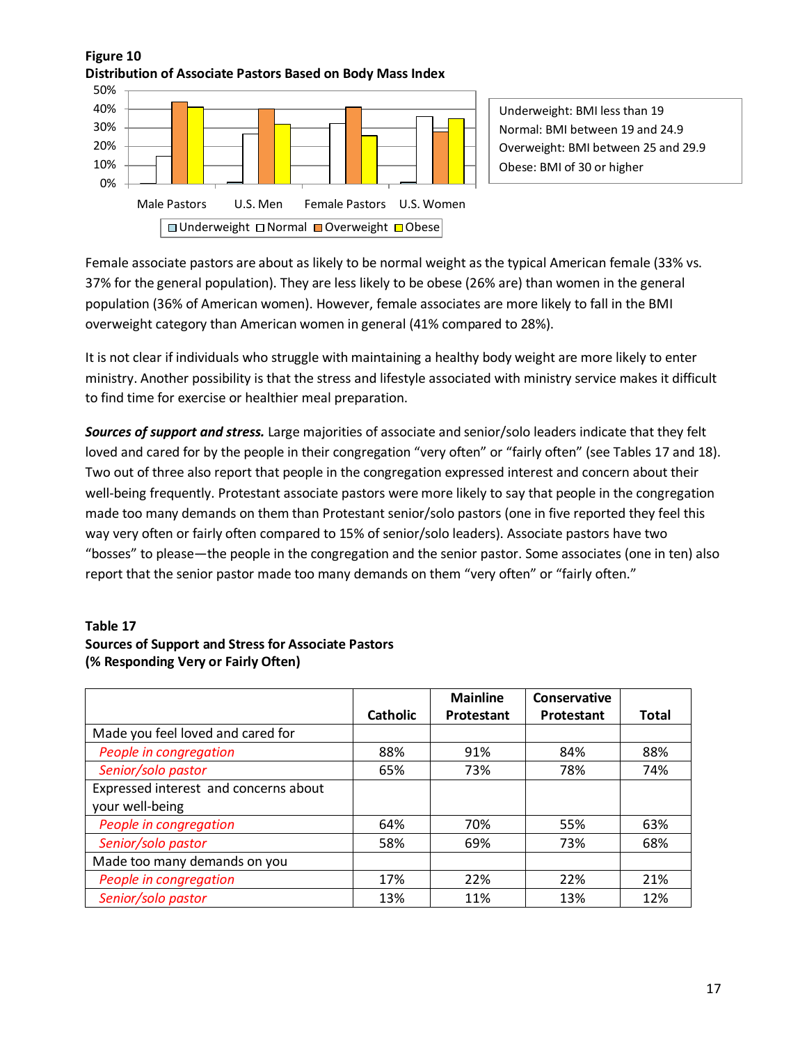**Figure 10**
**Distribution of Associate Pastors Based on Body Mass Index**

Underweight: BMI less than 19
Normal: BMI between 19 and 24.9
Overweight: BMI between 25 and 29.9
Obese: BMI of 30 or higher

Female associate pastors are about as likely to be normal weight as the typical American female (33% vs. 37% for the general population). They are less likely to be obese (26% are) than women in the general population (36% of American women). However, female associates are more likely to fall in the BMI overweight category than American women in general (41% compared to 28%).

It is not clear if individuals who struggle with maintaining a healthy body weight are more likely to enter ministry. Another possibility is that the stress and lifestyle associated with ministry service makes it difficult to find time for exercise or healthier meal preparation.

***Sources of support and stress.*** Large majorities of associate and senior/solo leaders indicate that they felt loved and cared for by the people in their congregation "very often" or "fairly often" (see Tables 17 and 18). Two out of three also report that people in the congregation expressed interest and concern about their well-being frequently. Protestant associate pastors were more likely to say that people in the congregation made too many demands on them than Protestant senior/solo pastors (one in five reported they feel this way very often or fairly often compared to 15% of senior/solo leaders). Associate pastors have two "bosses" to please—the people in the congregation and the senior pastor. Some associates (one in ten) also report that the senior pastor made too many demands on them "very often" or "fairly often."

**Table 17**
**Sources of Support and Stress for Associate Pastors**
**(% Responding Very or Fairly Often)**

| | Catholic | Mainline Protestant | Conservative Protestant | Total |
|---|---|---|---|---|
| Made you feel loved and cared for | | | | |
| *People in congregation* | 88% | 91% | 84% | 88% |
| *Senior/solo pastor* | 65% | 73% | 78% | 74% |
| Expressed interest and concerns about your well-being | | | | |
| *People in congregation* | 64% | 70% | 55% | 63% |
| *Senior/solo pastor* | 58% | 69% | 73% | 68% |
| Made too many demands on you | | | | |
| *People in congregation* | 17% | 22% | 22% | 21% |
| *Senior/solo pastor* | 13% | 11% | 13% | 12% |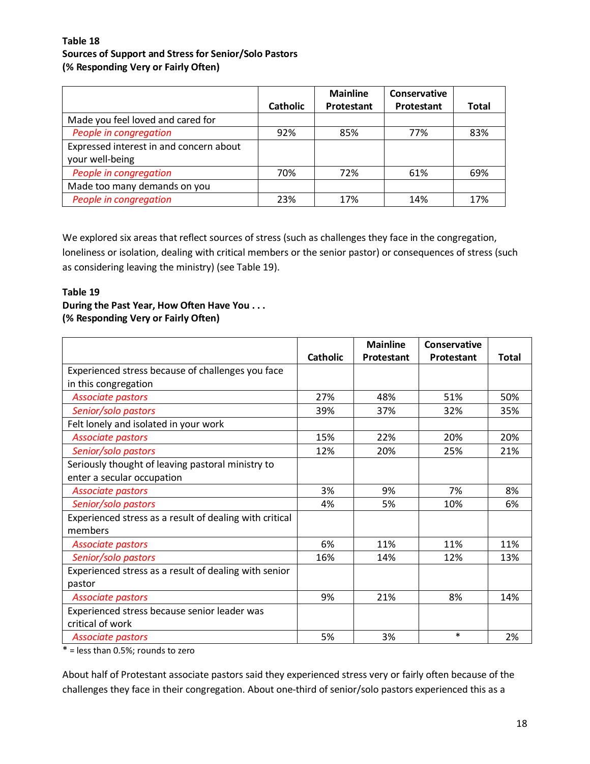**Table 18**
**Sources of Support and Stress for Senior/Solo Pastors**
**(% Responding Very or Fairly Often)**

| | Catholic | Mainline Protestant | Conservative Protestant | Total |
|---|---|---|---|---|
| Made you feel loved and cared for | | | | |
| *People in congregation* | 92% | 85% | 77% | 83% |
| Expressed interest in and concern about your well-being | | | | |
| *People in congregation* | 70% | 72% | 61% | 69% |
| Made too many demands on you | | | | |
| *People in congregation* | 23% | 17% | 14% | 17% |

We explored six areas that reflect sources of stress (such as challenges they face in the congregation, loneliness or isolation, dealing with critical members or the senior pastor) or consequences of stress (such as considering leaving the ministry) (see Table 19).

**Table 19**
**During the Past Year, How Often Have You . . .**
**(% Responding Very or Fairly Often)**

| | Catholic | Mainline Protestant | Conservative Protestant | Total |
|---|---|---|---|---|
| Experienced stress because of challenges you face in this congregation | | | | |
| *Associate pastors* | 27% | 48% | 51% | 50% |
| *Senior/solo pastors* | 39% | 37% | 32% | 35% |
| Felt lonely and isolated in your work | | | | |
| *Associate pastors* | 15% | 22% | 20% | 20% |
| *Senior/solo pastors* | 12% | 20% | 25% | 21% |
| Seriously thought of leaving pastoral ministry to enter a secular occupation | | | | |
| *Associate pastors* | 3% | 9% | 7% | 8% |
| *Senior/solo pastors* | 4% | 5% | 10% | 6% |
| Experienced stress as a result of dealing with critical members | | | | |
| *Associate pastors* | 6% | 11% | 11% | 11% |
| *Senior/solo pastors* | 16% | 14% | 12% | 13% |
| Experienced stress as a result of dealing with senior pastor | | | | |
| *Associate pastors* | 9% | 21% | 8% | 14% |
| Experienced stress because senior leader was critical of work | | | | |
| *Associate pastors* | 5% | 3% | * | 2% |

* = less than 0.5%; rounds to zero

About half of Protestant associate pastors said they experienced stress very or fairly often because of the challenges they face in their congregation. About one-third of senior/solo pastors experienced this as a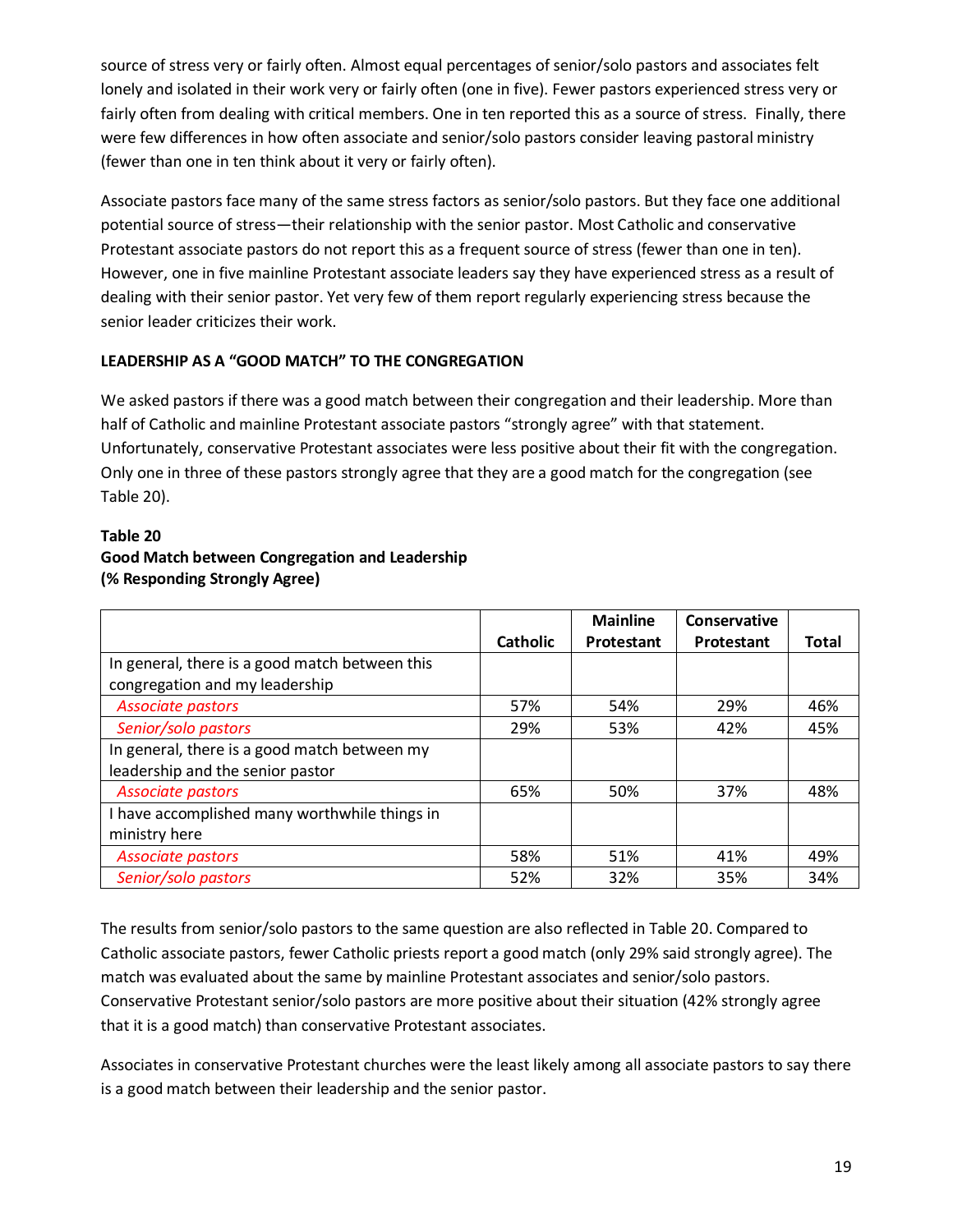source of stress very or fairly often. Almost equal percentages of senior/solo pastors and associates felt lonely and isolated in their work very or fairly often (one in five). Fewer pastors experienced stress very or fairly often from dealing with critical members. One in ten reported this as a source of stress. Finally, there were few differences in how often associate and senior/solo pastors consider leaving pastoral ministry (fewer than one in ten think about it very or fairly often).

Associate pastors face many of the same stress factors as senior/solo pastors. But they face one additional potential source of stress—their relationship with the senior pastor. Most Catholic and conservative Protestant associate pastors do not report this as a frequent source of stress (fewer than one in ten). However, one in five mainline Protestant associate leaders say they have experienced stress as a result of dealing with their senior pastor. Yet very few of them report regularly experiencing stress because the senior leader criticizes their work.

**LEADERSHIP AS A "GOOD MATCH" TO THE CONGREGATION**

We asked pastors if there was a good match between their congregation and their leadership. More than half of Catholic and mainline Protestant associate pastors "strongly agree" with that statement. Unfortunately, conservative Protestant associates were less positive about their fit with the congregation. Only one in three of these pastors strongly agree that they are a good match for the congregation (see Table 20).

**Table 20**
**Good Match between Congregation and Leadership**
**(% Responding Strongly Agree)**

| | Catholic | Mainline Protestant | Conservative Protestant | Total |
|---|---|---|---|---|
| In general, there is a good match between this congregation and my leadership | | | | |
| *Associate pastors* | 57% | 54% | 29% | 46% |
| *Senior/solo pastors* | 29% | 53% | 42% | 45% |
| In general, there is a good match between my leadership and the senior pastor | | | | |
| *Associate pastors* | 65% | 50% | 37% | 48% |
| I have accomplished many worthwhile things in ministry here | | | | |
| *Associate pastors* | 58% | 51% | 41% | 49% |
| *Senior/solo pastors* | 52% | 32% | 35% | 34% |

The results from senior/solo pastors to the same question are also reflected in Table 20. Compared to Catholic associate pastors, fewer Catholic priests report a good match (only 29% said strongly agree). The match was evaluated about the same by mainline Protestant associates and senior/solo pastors. Conservative Protestant senior/solo pastors are more positive about their situation (42% strongly agree that it is a good match) than conservative Protestant associates.

Associates in conservative Protestant churches were the least likely among all associate pastors to say there is a good match between their leadership and the senior pastor.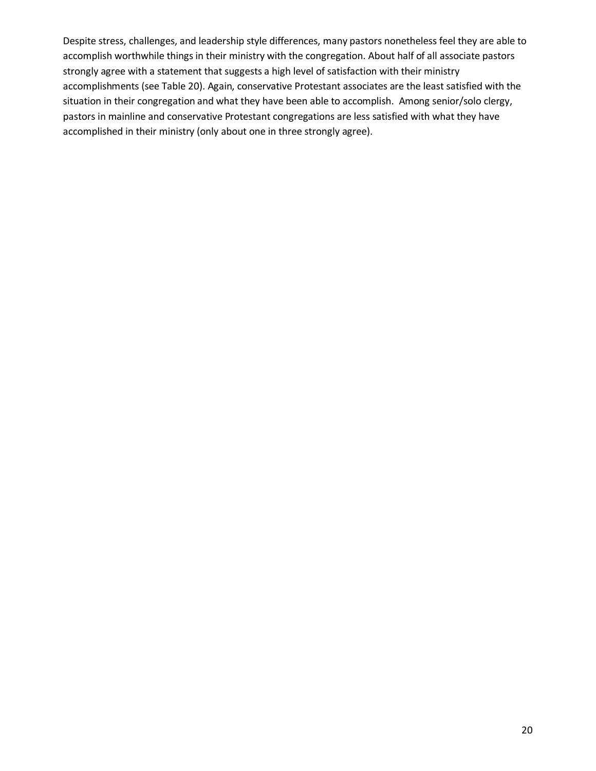Despite stress, challenges, and leadership style differences, many pastors nonetheless feel they are able to accomplish worthwhile things in their ministry with the congregation. About half of all associate pastors strongly agree with a statement that suggests a high level of satisfaction with their ministry accomplishments (see Table 20). Again, conservative Protestant associates are the least satisfied with the situation in their congregation and what they have been able to accomplish. Among senior/solo clergy, pastors in mainline and conservative Protestant congregations are less satisfied with what they have accomplished in their ministry (only about one in three strongly agree).